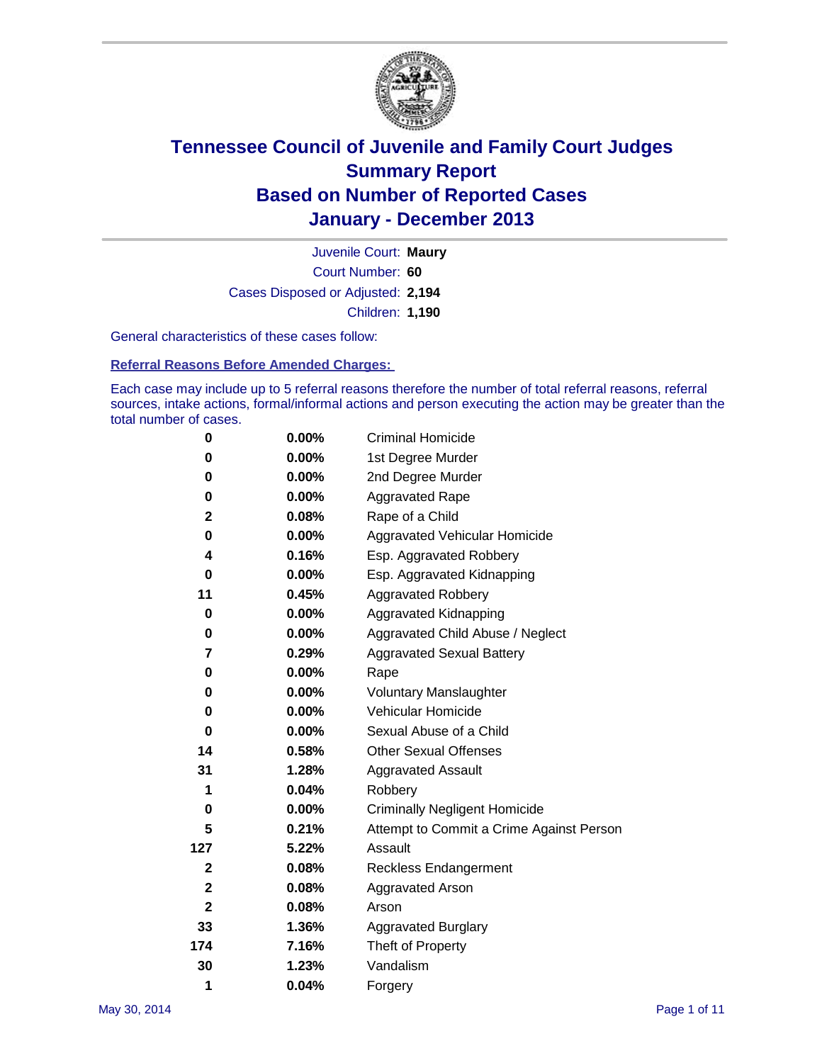# Tennessee Council of Juvenile and Family Court Judges
## Summary Report
## Based on Number of Reported Cases
## January - December 2013

Juvenile Court: **Maury**

Court Number: **60**

Cases Disposed or Adjusted: **2,194**

Children: **1,190**

General characteristics of these cases follow:

**Referral Reasons Before Amended Charges:**

Each case may include up to 5 referral reasons therefore the number of total referral reasons, referral sources, intake actions, formal/informal actions and person executing the action may be greater than the total number of cases.

| Count | Percent | Referral Reason |
|---|---|---|
| 0 | 0.00% | Criminal Homicide |
| 0 | 0.00% | 1st Degree Murder |
| 0 | 0.00% | 2nd Degree Murder |
| 0 | 0.00% | Aggravated Rape |
| 2 | 0.08% | Rape of a Child |
| 0 | 0.00% | Aggravated Vehicular Homicide |
| 4 | 0.16% | Esp. Aggravated Robbery |
| 0 | 0.00% | Esp. Aggravated Kidnapping |
| 11 | 0.45% | Aggravated Robbery |
| 0 | 0.00% | Aggravated Kidnapping |
| 0 | 0.00% | Aggravated Child Abuse / Neglect |
| 7 | 0.29% | Aggravated Sexual Battery |
| 0 | 0.00% | Rape |
| 0 | 0.00% | Voluntary Manslaughter |
| 0 | 0.00% | Vehicular Homicide |
| 0 | 0.00% | Sexual Abuse of a Child |
| 14 | 0.58% | Other Sexual Offenses |
| 31 | 1.28% | Aggravated Assault |
| 1 | 0.04% | Robbery |
| 0 | 0.00% | Criminally Negligent Homicide |
| 5 | 0.21% | Attempt to Commit a Crime Against Person |
| 127 | 5.22% | Assault |
| 2 | 0.08% | Reckless Endangerment |
| 2 | 0.08% | Aggravated Arson |
| 2 | 0.08% | Arson |
| 33 | 1.36% | Aggravated Burglary |
| 174 | 7.16% | Theft of Property |
| 30 | 1.23% | Vandalism |
| 1 | 0.04% | Forgery |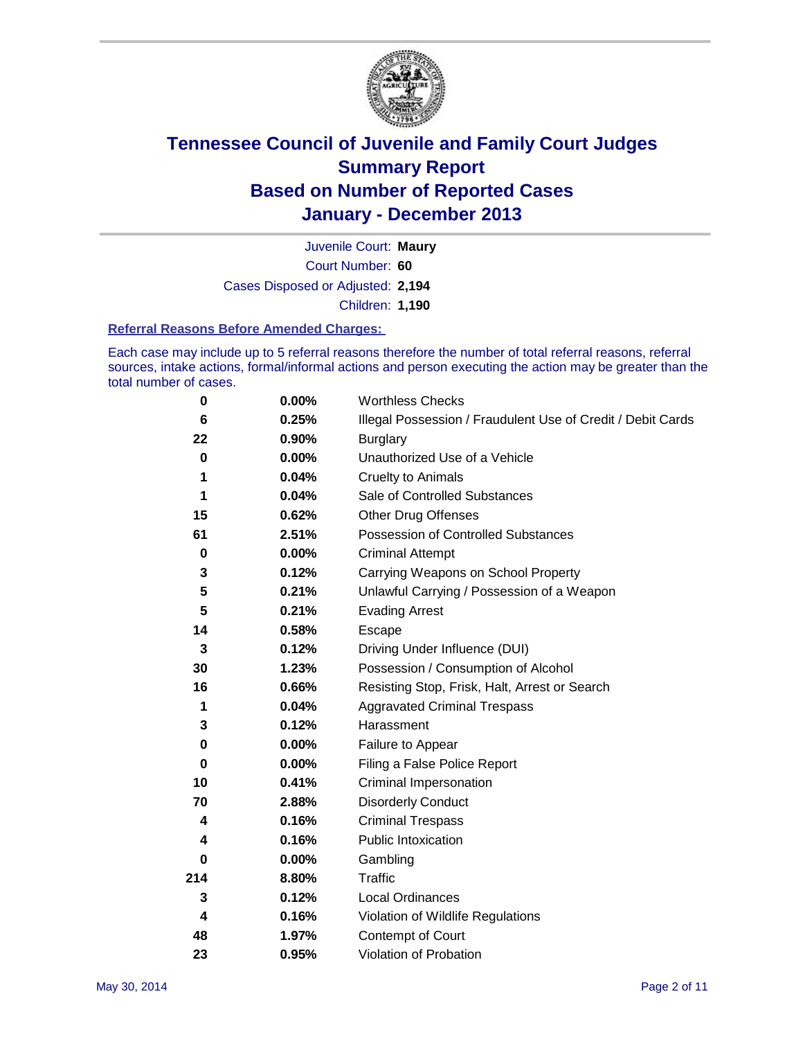# Tennessee Council of Juvenile and Family Court Judges
# Summary Report
# Based on Number of Reported Cases
# January - December 2013

Juvenile Court: **Maury**
Court Number: **60**
Cases Disposed or Adjusted: **2,194**
Children: **1,190**

### Referral Reasons Before Amended Charges:

Each case may include up to 5 referral reasons therefore the number of total referral reasons, referral sources, intake actions, formal/informal actions and person executing the action may be greater than the total number of cases.

| | | |
|---|---|---|
| 0 | 0.00% | Worthless Checks |
| 6 | 0.25% | Illegal Possession / Fraudulent Use of Credit / Debit Cards |
| 22 | 0.90% | Burglary |
| 0 | 0.00% | Unauthorized Use of a Vehicle |
| 1 | 0.04% | Cruelty to Animals |
| 1 | 0.04% | Sale of Controlled Substances |
| 15 | 0.62% | Other Drug Offenses |
| 61 | 2.51% | Possession of Controlled Substances |
| 0 | 0.00% | Criminal Attempt |
| 3 | 0.12% | Carrying Weapons on School Property |
| 5 | 0.21% | Unlawful Carrying / Possession of a Weapon |
| 5 | 0.21% | Evading Arrest |
| 14 | 0.58% | Escape |
| 3 | 0.12% | Driving Under Influence (DUI) |
| 30 | 1.23% | Possession / Consumption of Alcohol |
| 16 | 0.66% | Resisting Stop, Frisk, Halt, Arrest or Search |
| 1 | 0.04% | Aggravated Criminal Trespass |
| 3 | 0.12% | Harassment |
| 0 | 0.00% | Failure to Appear |
| 0 | 0.00% | Filing a False Police Report |
| 10 | 0.41% | Criminal Impersonation |
| 70 | 2.88% | Disorderly Conduct |
| 4 | 0.16% | Criminal Trespass |
| 4 | 0.16% | Public Intoxication |
| 0 | 0.00% | Gambling |
| 214 | 8.80% | Traffic |
| 3 | 0.12% | Local Ordinances |
| 4 | 0.16% | Violation of Wildlife Regulations |
| 48 | 1.97% | Contempt of Court |
| 23 | 0.95% | Violation of Probation |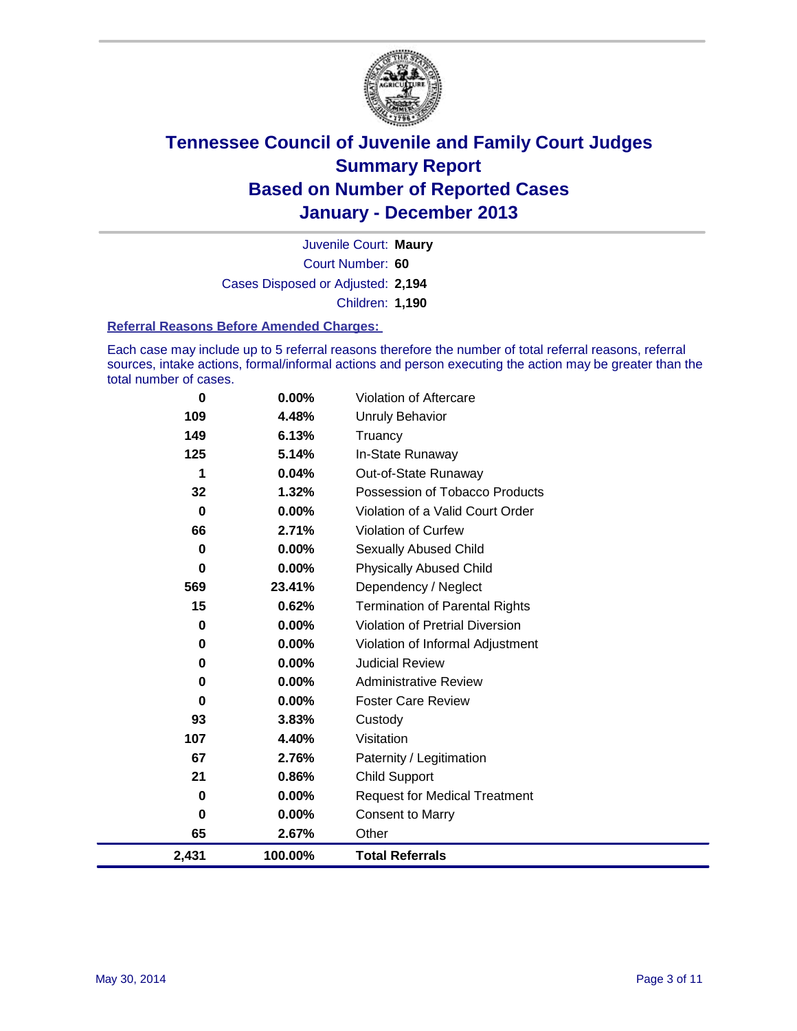# Tennessee Council of Juvenile and Family Court Judges
# Summary Report
# Based on Number of Reported Cases
# January - December 2013

Juvenile Court: **Maury**
Court Number: **60**
Cases Disposed or Adjusted: **2,194**
Children: **1,190**

### Referral Reasons Before Amended Charges:

Each case may include up to 5 referral reasons therefore the number of total referral reasons, referral sources, intake actions, formal/informal actions and person executing the action may be greater than the total number of cases.

| | | |
|---|---|---|
| 0 | 0.00% | Violation of Aftercare |
| 109 | 4.48% | Unruly Behavior |
| 149 | 6.13% | Truancy |
| 125 | 5.14% | In-State Runaway |
| 1 | 0.04% | Out-of-State Runaway |
| 32 | 1.32% | Possession of Tobacco Products |
| 0 | 0.00% | Violation of a Valid Court Order |
| 66 | 2.71% | Violation of Curfew |
| 0 | 0.00% | Sexually Abused Child |
| 0 | 0.00% | Physically Abused Child |
| 569 | 23.41% | Dependency / Neglect |
| 15 | 0.62% | Termination of Parental Rights |
| 0 | 0.00% | Violation of Pretrial Diversion |
| 0 | 0.00% | Violation of Informal Adjustment |
| 0 | 0.00% | Judicial Review |
| 0 | 0.00% | Administrative Review |
| 0 | 0.00% | Foster Care Review |
| 93 | 3.83% | Custody |
| 107 | 4.40% | Visitation |
| 67 | 2.76% | Paternity / Legitimation |
| 21 | 0.86% | Child Support |
| 0 | 0.00% | Request for Medical Treatment |
| 0 | 0.00% | Consent to Marry |
| 65 | 2.67% | Other |
| **2,431** | **100.00%** | **Total Referrals** |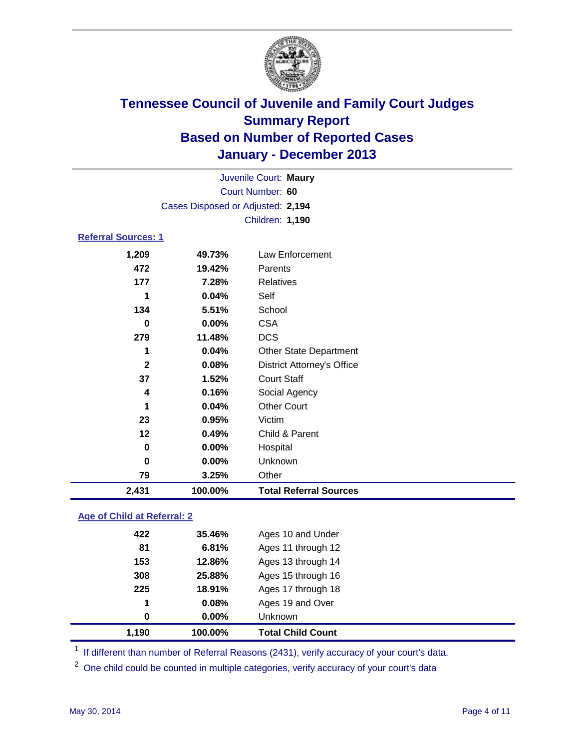# Tennessee Council of Juvenile and Family Court Judges
## Summary Report
## Based on Number of Reported Cases
## January - December 2013

Juvenile Court: **Maury**
Court Number: **60**
Cases Disposed or Adjusted: **2,194**
Children: **1,190**

### Referral Sources: 1

| | | |
|---|---|---|
| 1,209 | 49.73% | Law Enforcement |
| 472 | 19.42% | Parents |
| 177 | 7.28% | Relatives |
| 1 | 0.04% | Self |
| 134 | 5.51% | School |
| 0 | 0.00% | CSA |
| 279 | 11.48% | DCS |
| 1 | 0.04% | Other State Department |
| 2 | 0.08% | District Attorney's Office |
| 37 | 1.52% | Court Staff |
| 4 | 0.16% | Social Agency |
| 1 | 0.04% | Other Court |
| 23 | 0.95% | Victim |
| 12 | 0.49% | Child & Parent |
| 0 | 0.00% | Hospital |
| 0 | 0.00% | Unknown |
| 79 | 3.25% | Other |
| **2,431** | **100.00%** | **Total Referral Sources** |

### Age of Child at Referral: 2

| | | |
|---|---|---|
| 422 | 35.46% | Ages 10 and Under |
| 81 | 6.81% | Ages 11 through 12 |
| 153 | 12.86% | Ages 13 through 14 |
| 308 | 25.88% | Ages 15 through 16 |
| 225 | 18.91% | Ages 17 through 18 |
| 1 | 0.08% | Ages 19 and Over |
| 0 | 0.00% | Unknown |
| **1,190** | **100.00%** | **Total Child Count** |

[1] If different than number of Referral Reasons (2431), verify accuracy of your court's data.

[2] One child could be counted in multiple categories, verify accuracy of your court's data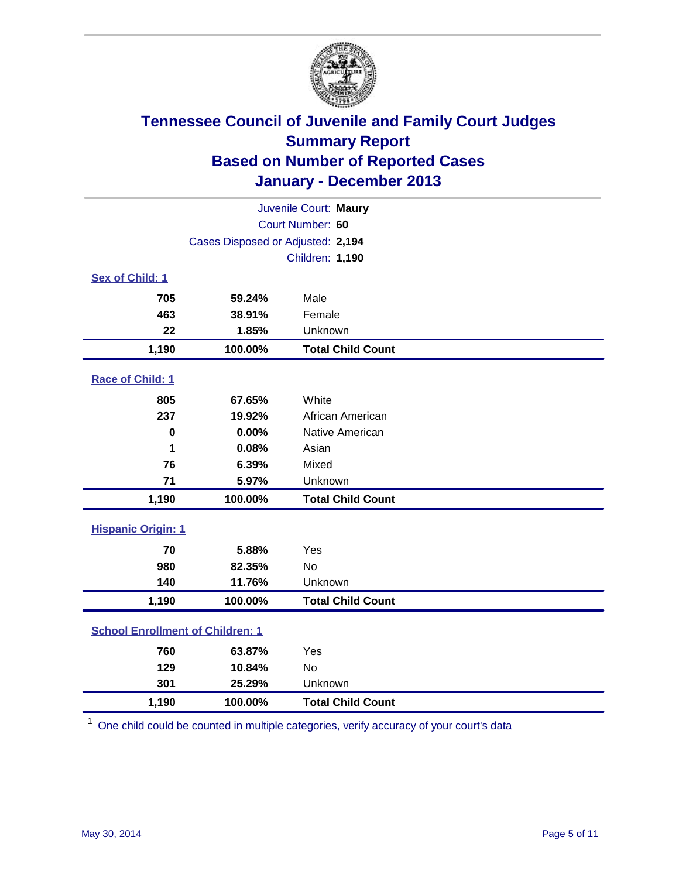# Tennessee Council of Juvenile and Family Court Judges
## Summary Report
## Based on Number of Reported Cases
## January - December 2013

Juvenile Court: **Maury**
Court Number: **60**
Cases Disposed or Adjusted: **2,194**
Children: **1,190**

### Sex of Child: 1

| | | |
|---|---|---|
| 705 | 59.24% | Male |
| 463 | 38.91% | Female |
| 22 | 1.85% | Unknown |
| **1,190** | **100.00%** | **Total Child Count** |

### Race of Child: 1

| | | |
|---|---|---|
| 805 | 67.65% | White |
| 237 | 19.92% | African American |
| 0 | 0.00% | Native American |
| 1 | 0.08% | Asian |
| 76 | 6.39% | Mixed |
| 71 | 5.97% | Unknown |
| **1,190** | **100.00%** | **Total Child Count** |

### Hispanic Origin: 1

| | | |
|---|---|---|
| 70 | 5.88% | Yes |
| 980 | 82.35% | No |
| 140 | 11.76% | Unknown |
| **1,190** | **100.00%** | **Total Child Count** |

### School Enrollment of Children: 1

| | | |
|---|---|---|
| 760 | 63.87% | Yes |
| 129 | 10.84% | No |
| 301 | 25.29% | Unknown |
| **1,190** | **100.00%** | **Total Child Count** |

[1] One child could be counted in multiple categories, verify accuracy of your court's data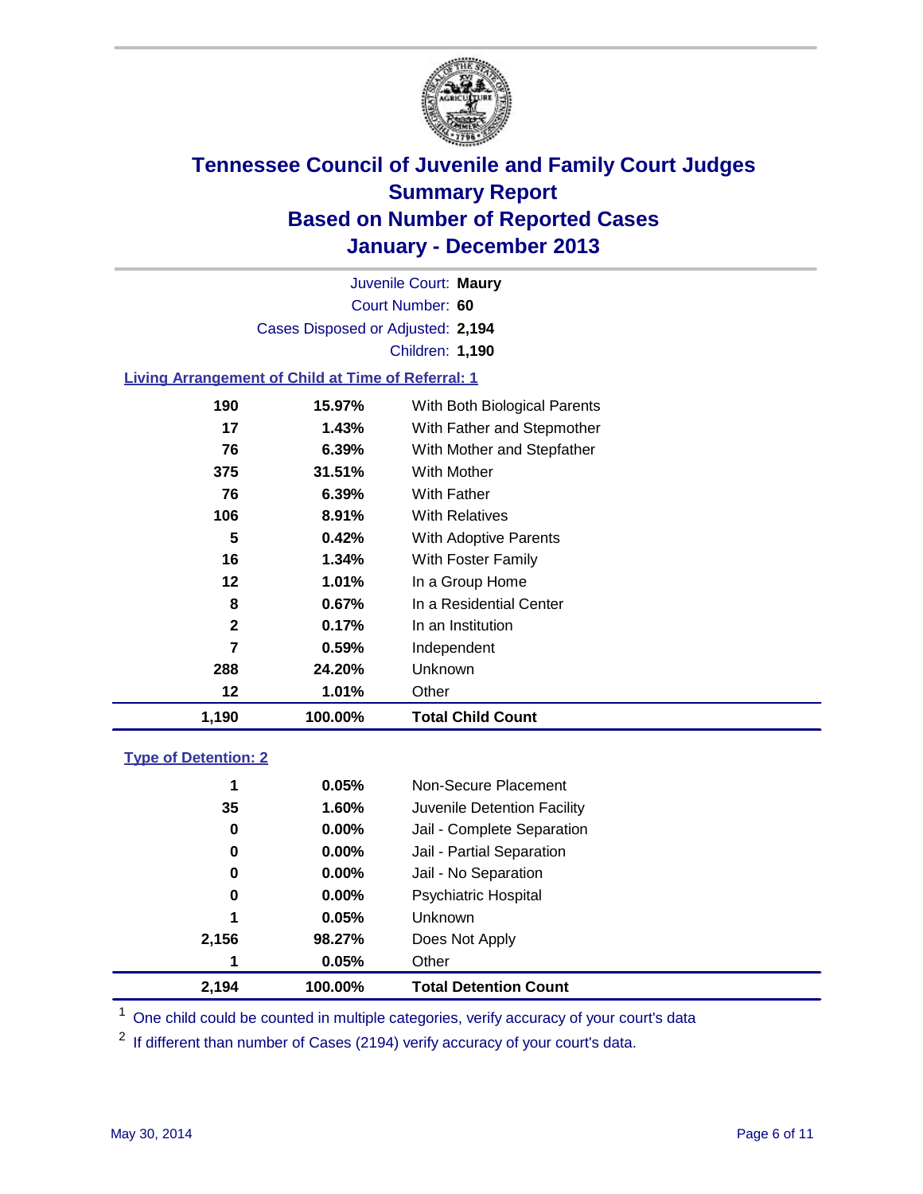# Tennessee Council of Juvenile and Family Court Judges
# Summary Report
# Based on Number of Reported Cases
# January - December 2013

Juvenile Court: **Maury**
Court Number: **60**
Cases Disposed or Adjusted: **2,194**
Children: **1,190**

## Living Arrangement of Child at Time of Referral: 1

| | | |
|---|---|---|
| 190 | 15.97% | With Both Biological Parents |
| 17 | 1.43% | With Father and Stepmother |
| 76 | 6.39% | With Mother and Stepfather |
| 375 | 31.51% | With Mother |
| 76 | 6.39% | With Father |
| 106 | 8.91% | With Relatives |
| 5 | 0.42% | With Adoptive Parents |
| 16 | 1.34% | With Foster Family |
| 12 | 1.01% | In a Group Home |
| 8 | 0.67% | In a Residential Center |
| 2 | 0.17% | In an Institution |
| 7 | 0.59% | Independent |
| 288 | 24.20% | Unknown |
| 12 | 1.01% | Other |
| **1,190** | **100.00%** | **Total Child Count** |

## Type of Detention: 2

| | | |
|---|---|---|
| 1 | 0.05% | Non-Secure Placement |
| 35 | 1.60% | Juvenile Detention Facility |
| 0 | 0.00% | Jail - Complete Separation |
| 0 | 0.00% | Jail - Partial Separation |
| 0 | 0.00% | Jail - No Separation |
| 0 | 0.00% | Psychiatric Hospital |
| 1 | 0.05% | Unknown |
| 2,156 | 98.27% | Does Not Apply |
| 1 | 0.05% | Other |
| **2,194** | **100.00%** | **Total Detention Count** |

[1] One child could be counted in multiple categories, verify accuracy of your court's data

[2] If different than number of Cases (2194) verify accuracy of your court's data.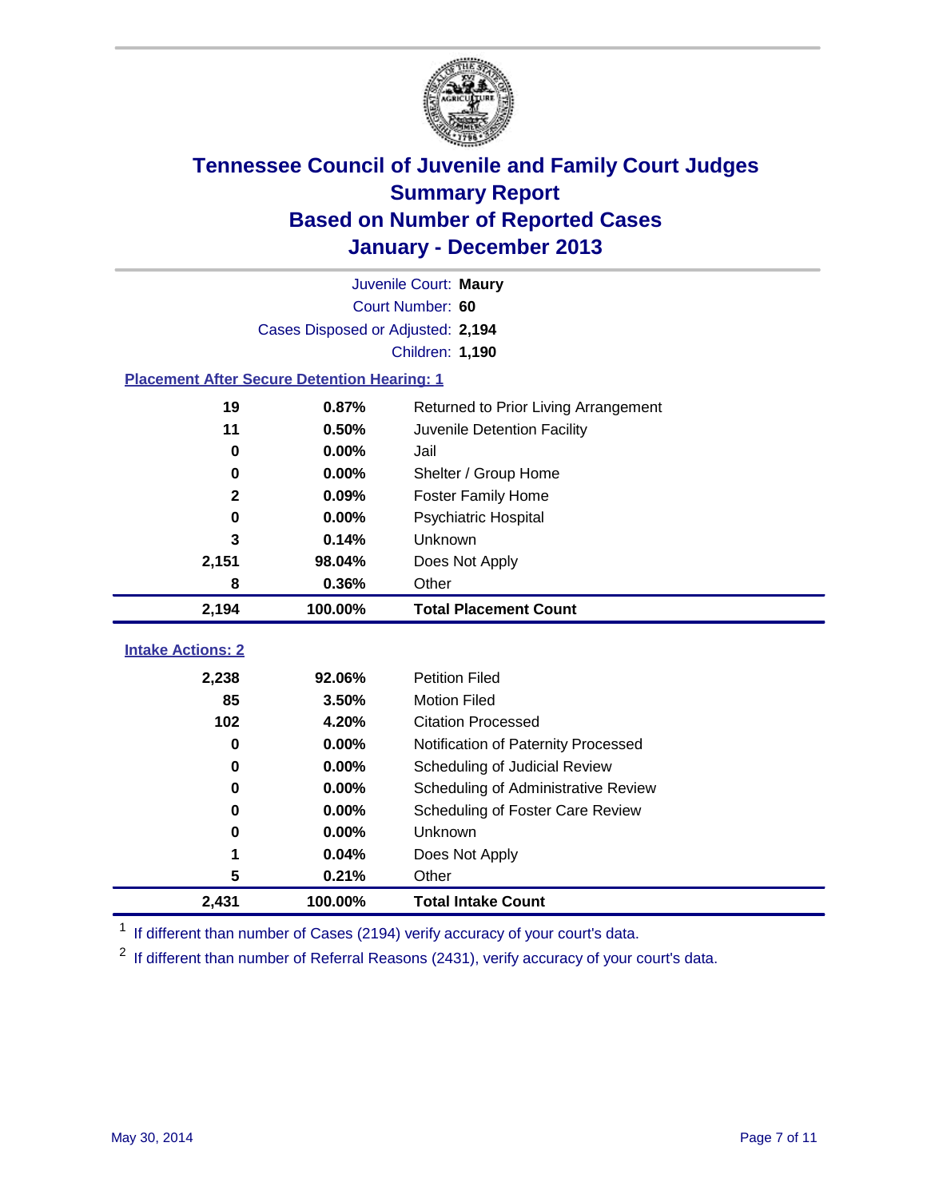# Tennessee Council of Juvenile and Family Court Judges
## Summary Report
## Based on Number of Reported Cases
## January - December 2013

Juvenile Court: **Maury**

Court Number: **60**

Cases Disposed or Adjusted: **2,194**

Children: **1,190**

### Placement After Secure Detention Hearing: 1

| Count | Percent | Placement |
|---|---|---|
| 19 | 0.87% | Returned to Prior Living Arrangement |
| 11 | 0.50% | Juvenile Detention Facility |
| 0 | 0.00% | Jail |
| 0 | 0.00% | Shelter / Group Home |
| 2 | 0.09% | Foster Family Home |
| 0 | 0.00% | Psychiatric Hospital |
| 3 | 0.14% | Unknown |
| 2,151 | 98.04% | Does Not Apply |
| 8 | 0.36% | Other |
| **2,194** | **100.00%** | **Total Placement Count** |

### Intake Actions: 2

| Count | Percent | Intake Action |
|---|---|---|
| 2,238 | 92.06% | Petition Filed |
| 85 | 3.50% | Motion Filed |
| 102 | 4.20% | Citation Processed |
| 0 | 0.00% | Notification of Paternity Processed |
| 0 | 0.00% | Scheduling of Judicial Review |
| 0 | 0.00% | Scheduling of Administrative Review |
| 0 | 0.00% | Scheduling of Foster Care Review |
| 0 | 0.00% | Unknown |
| 1 | 0.04% | Does Not Apply |
| 5 | 0.21% | Other |
| **2,431** | **100.00%** | **Total Intake Count** |

[1] If different than number of Cases (2194) verify accuracy of your court's data.

[2] If different than number of Referral Reasons (2431), verify accuracy of your court's data.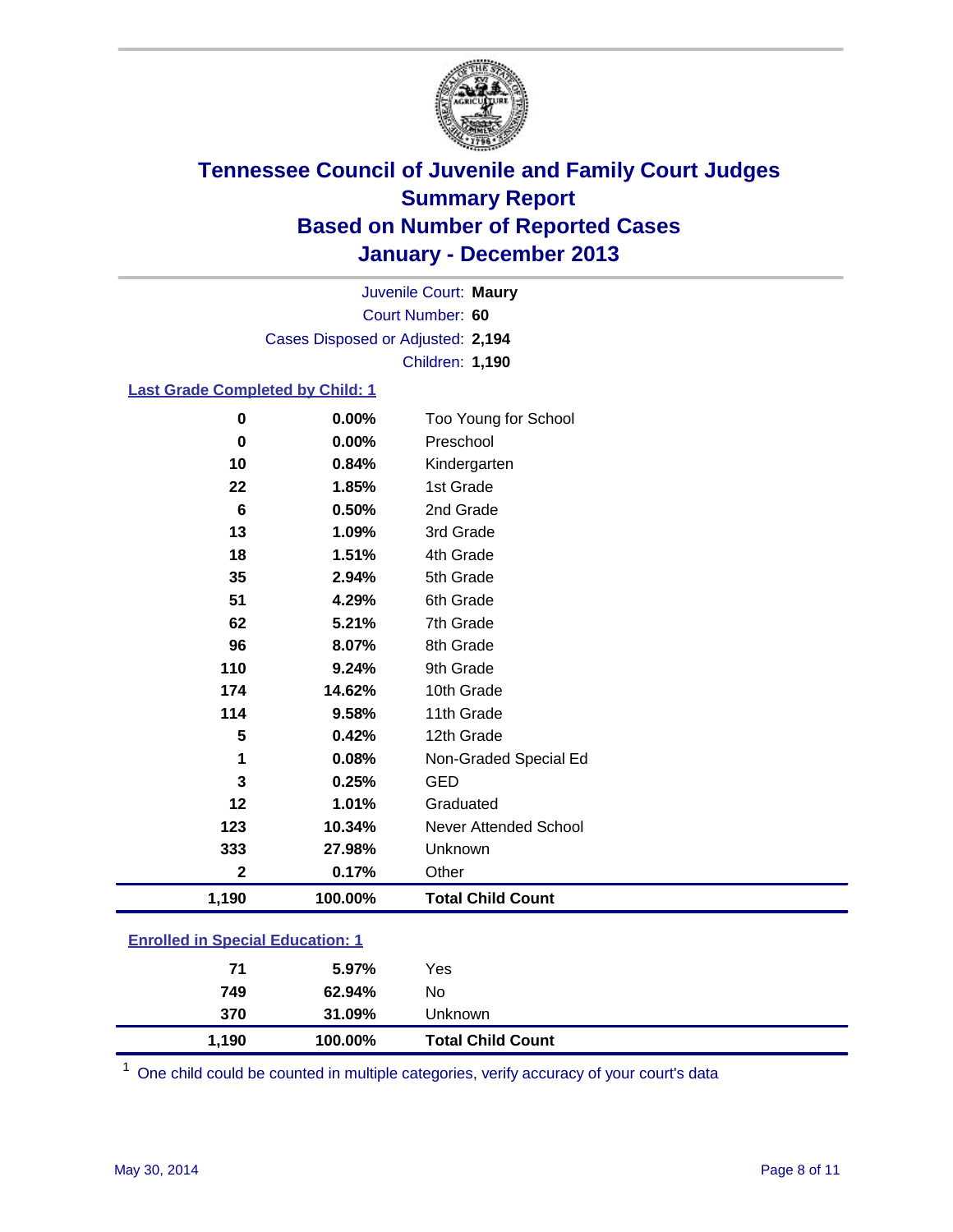# Tennessee Council of Juvenile and Family Court Judges
## Summary Report
## Based on Number of Reported Cases
## January - December 2013

Juvenile Court: **Maury**
Court Number: **60**
Cases Disposed or Adjusted: **2,194**
Children: **1,190**

### Last Grade Completed by Child: 1

| Count | Percent | Category |
|---|---|---|
| 0 | 0.00% | Too Young for School |
| 0 | 0.00% | Preschool |
| 10 | 0.84% | Kindergarten |
| 22 | 1.85% | 1st Grade |
| 6 | 0.50% | 2nd Grade |
| 13 | 1.09% | 3rd Grade |
| 18 | 1.51% | 4th Grade |
| 35 | 2.94% | 5th Grade |
| 51 | 4.29% | 6th Grade |
| 62 | 5.21% | 7th Grade |
| 96 | 8.07% | 8th Grade |
| 110 | 9.24% | 9th Grade |
| 174 | 14.62% | 10th Grade |
| 114 | 9.58% | 11th Grade |
| 5 | 0.42% | 12th Grade |
| 1 | 0.08% | Non-Graded Special Ed |
| 3 | 0.25% | GED |
| 12 | 1.01% | Graduated |
| 123 | 10.34% | Never Attended School |
| 333 | 27.98% | Unknown |
| 2 | 0.17% | Other |
| **1,190** | **100.00%** | **Total Child Count** |

### Enrolled in Special Education: 1

| Count | Percent | Category |
|---|---|---|
| 71 | 5.97% | Yes |
| 749 | 62.94% | No |
| 370 | 31.09% | Unknown |
| **1,190** | **100.00%** | **Total Child Count** |

[1] One child could be counted in multiple categories, verify accuracy of your court's data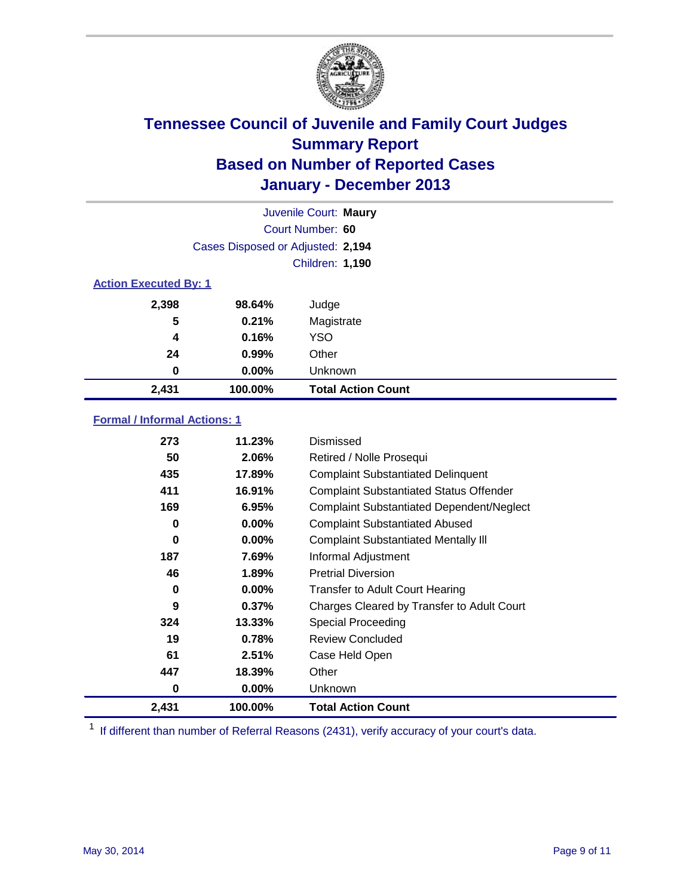# Tennessee Council of Juvenile and Family Court Judges
## Summary Report
## Based on Number of Reported Cases
## January - December 2013

Juvenile Court: **Maury**

Court Number: **60**

Cases Disposed or Adjusted: **2,194**

Children: **1,190**

### Action Executed By: 1

| | | |
|---|---|---|
| **2,398** | **98.64%** | Judge |
| **5** | **0.21%** | Magistrate |
| **4** | **0.16%** | YSO |
| **24** | **0.99%** | Other |
| **0** | **0.00%** | Unknown |
| **2,431** | **100.00%** | **Total Action Count** |

### Formal / Informal Actions: 1

| | | |
|---|---|---|
| **273** | **11.23%** | Dismissed |
| **50** | **2.06%** | Retired / Nolle Prosequi |
| **435** | **17.89%** | Complaint Substantiated Delinquent |
| **411** | **16.91%** | Complaint Substantiated Status Offender |
| **169** | **6.95%** | Complaint Substantiated Dependent/Neglect |
| **0** | **0.00%** | Complaint Substantiated Abused |
| **0** | **0.00%** | Complaint Substantiated Mentally Ill |
| **187** | **7.69%** | Informal Adjustment |
| **46** | **1.89%** | Pretrial Diversion |
| **0** | **0.00%** | Transfer to Adult Court Hearing |
| **9** | **0.37%** | Charges Cleared by Transfer to Adult Court |
| **324** | **13.33%** | Special Proceeding |
| **19** | **0.78%** | Review Concluded |
| **61** | **2.51%** | Case Held Open |
| **447** | **18.39%** | Other |
| **0** | **0.00%** | Unknown |
| **2,431** | **100.00%** | **Total Action Count** |

[1] If different than number of Referral Reasons (2431), verify accuracy of your court's data.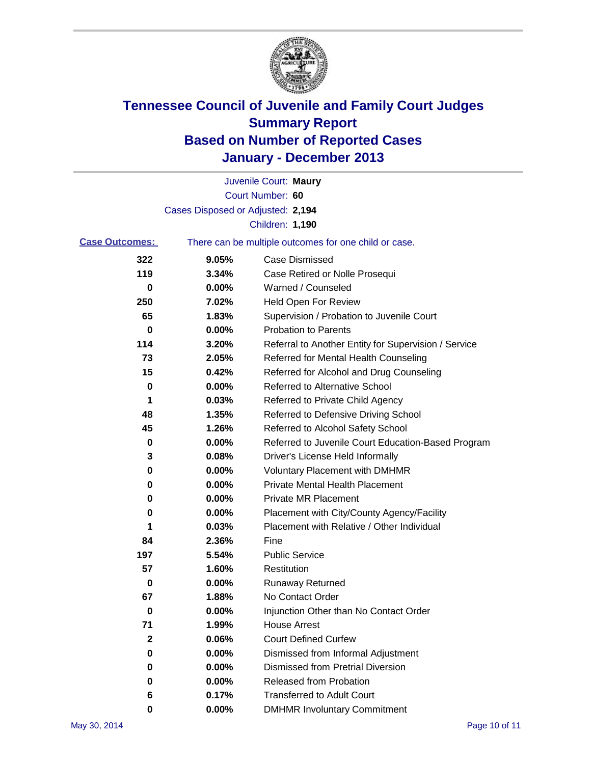# Tennessee Council of Juvenile and Family Court Judges
## Summary Report
## Based on Number of Reported Cases
## January - December 2013

Juvenile Court: **Maury**

Court Number: **60**

Cases Disposed or Adjusted: **2,194**

Children: **1,190**

**Case Outcomes:** There can be multiple outcomes for one child or case.

| | | |
|---|---|---|
| 322 | 9.05% | Case Dismissed |
| 119 | 3.34% | Case Retired or Nolle Prosequi |
| 0 | 0.00% | Warned / Counseled |
| 250 | 7.02% | Held Open For Review |
| 65 | 1.83% | Supervision / Probation to Juvenile Court |
| 0 | 0.00% | Probation to Parents |
| 114 | 3.20% | Referral to Another Entity for Supervision / Service |
| 73 | 2.05% | Referred for Mental Health Counseling |
| 15 | 0.42% | Referred for Alcohol and Drug Counseling |
| 0 | 0.00% | Referred to Alternative School |
| 1 | 0.03% | Referred to Private Child Agency |
| 48 | 1.35% | Referred to Defensive Driving School |
| 45 | 1.26% | Referred to Alcohol Safety School |
| 0 | 0.00% | Referred to Juvenile Court Education-Based Program |
| 3 | 0.08% | Driver's License Held Informally |
| 0 | 0.00% | Voluntary Placement with DMHMR |
| 0 | 0.00% | Private Mental Health Placement |
| 0 | 0.00% | Private MR Placement |
| 0 | 0.00% | Placement with City/County Agency/Facility |
| 1 | 0.03% | Placement with Relative / Other Individual |
| 84 | 2.36% | Fine |
| 197 | 5.54% | Public Service |
| 57 | 1.60% | Restitution |
| 0 | 0.00% | Runaway Returned |
| 67 | 1.88% | No Contact Order |
| 0 | 0.00% | Injunction Other than No Contact Order |
| 71 | 1.99% | House Arrest |
| 2 | 0.06% | Court Defined Curfew |
| 0 | 0.00% | Dismissed from Informal Adjustment |
| 0 | 0.00% | Dismissed from Pretrial Diversion |
| 0 | 0.00% | Released from Probation |
| 6 | 0.17% | Transferred to Adult Court |
| 0 | 0.00% | DMHMR Involuntary Commitment |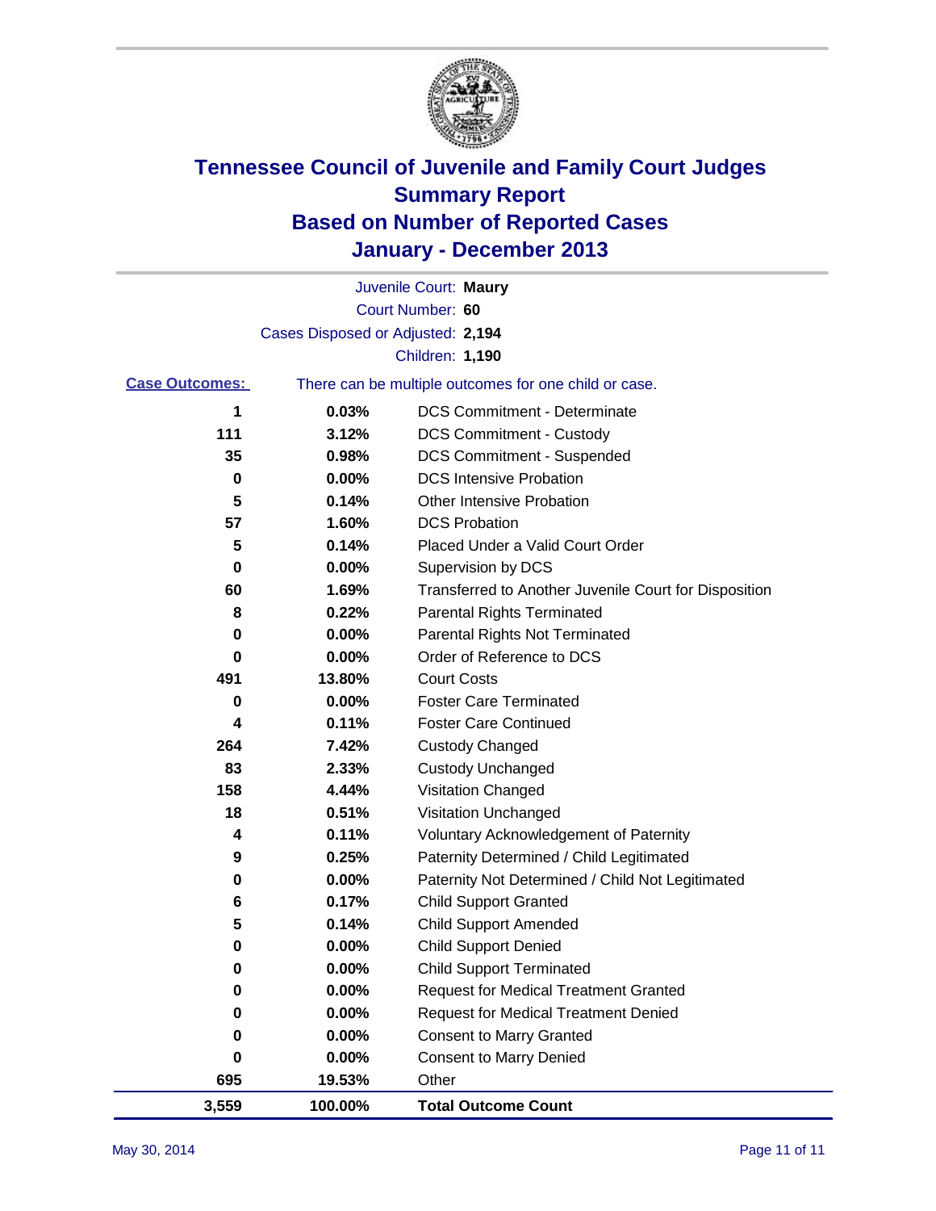# Tennessee Council of Juvenile and Family Court Judges
## Summary Report
## Based on Number of Reported Cases
## January - December 2013

Juvenile Court: **Maury**
Court Number: **60**
Cases Disposed or Adjusted: **2,194**
Children: **1,190**

**Case Outcomes:** There can be multiple outcomes for one child or case.

| | | |
|---|---|---|
| 1 | 0.03% | DCS Commitment - Determinate |
| 111 | 3.12% | DCS Commitment - Custody |
| 35 | 0.98% | DCS Commitment - Suspended |
| 0 | 0.00% | DCS Intensive Probation |
| 5 | 0.14% | Other Intensive Probation |
| 57 | 1.60% | DCS Probation |
| 5 | 0.14% | Placed Under a Valid Court Order |
| 0 | 0.00% | Supervision by DCS |
| 60 | 1.69% | Transferred to Another Juvenile Court for Disposition |
| 8 | 0.22% | Parental Rights Terminated |
| 0 | 0.00% | Parental Rights Not Terminated |
| 0 | 0.00% | Order of Reference to DCS |
| 491 | 13.80% | Court Costs |
| 0 | 0.00% | Foster Care Terminated |
| 4 | 0.11% | Foster Care Continued |
| 264 | 7.42% | Custody Changed |
| 83 | 2.33% | Custody Unchanged |
| 158 | 4.44% | Visitation Changed |
| 18 | 0.51% | Visitation Unchanged |
| 4 | 0.11% | Voluntary Acknowledgement of Paternity |
| 9 | 0.25% | Paternity Determined / Child Legitimated |
| 0 | 0.00% | Paternity Not Determined / Child Not Legitimated |
| 6 | 0.17% | Child Support Granted |
| 5 | 0.14% | Child Support Amended |
| 0 | 0.00% | Child Support Denied |
| 0 | 0.00% | Child Support Terminated |
| 0 | 0.00% | Request for Medical Treatment Granted |
| 0 | 0.00% | Request for Medical Treatment Denied |
| 0 | 0.00% | Consent to Marry Granted |
| 0 | 0.00% | Consent to Marry Denied |
| 695 | 19.53% | Other |
| **3,559** | **100.00%** | **Total Outcome Count** |

May 30, 2014